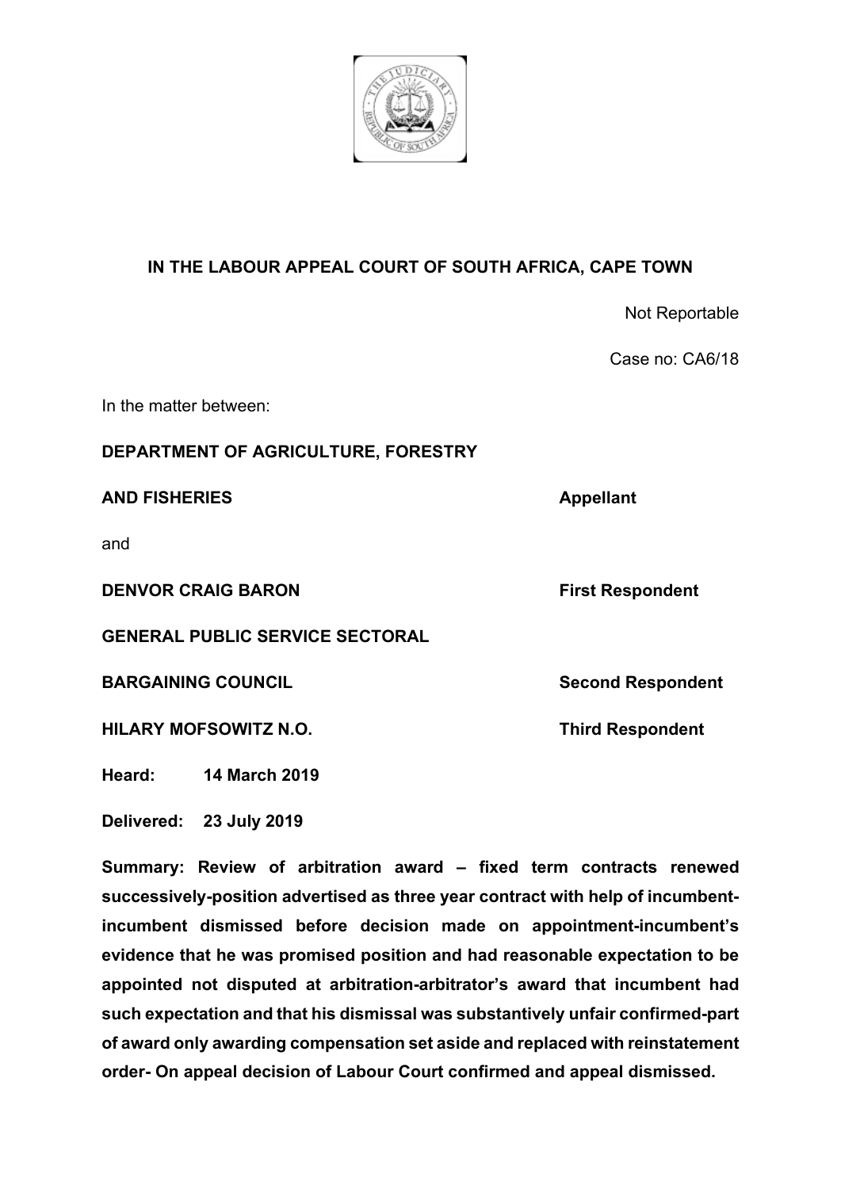**IN THE LABOUR APPEAL COURT OF SOUTH AFRICA, CAPE TOWN**

Not Reportable

Case no: CA6/18

In the matter between:

| | |
|---|---|
| **DEPARTMENT OF AGRICULTURE, FORESTRY AND FISHERIES** | **Appellant** |
| and | |
| **DENVOR CRAIG BARON** | **First Respondent** |
| **GENERAL PUBLIC SERVICE SECTORAL BARGAINING COUNCIL** | **Second Respondent** |
| **HILARY MOFSOWITZ N.O.** | **Third Respondent** |

**Heard: 14 March 2019**

**Delivered: 23 July 2019**

**Summary: Review of arbitration award – fixed term contracts renewed successively-position advertised as three year contract with help of incumbent-incumbent dismissed before decision made on appointment-incumbent's evidence that he was promised position and had reasonable expectation to be appointed not disputed at arbitration-arbitrator's award that incumbent had such expectation and that his dismissal was substantively unfair confirmed-part of award only awarding compensation set aside and replaced with reinstatement order- On appeal decision of Labour Court confirmed and appeal dismissed.**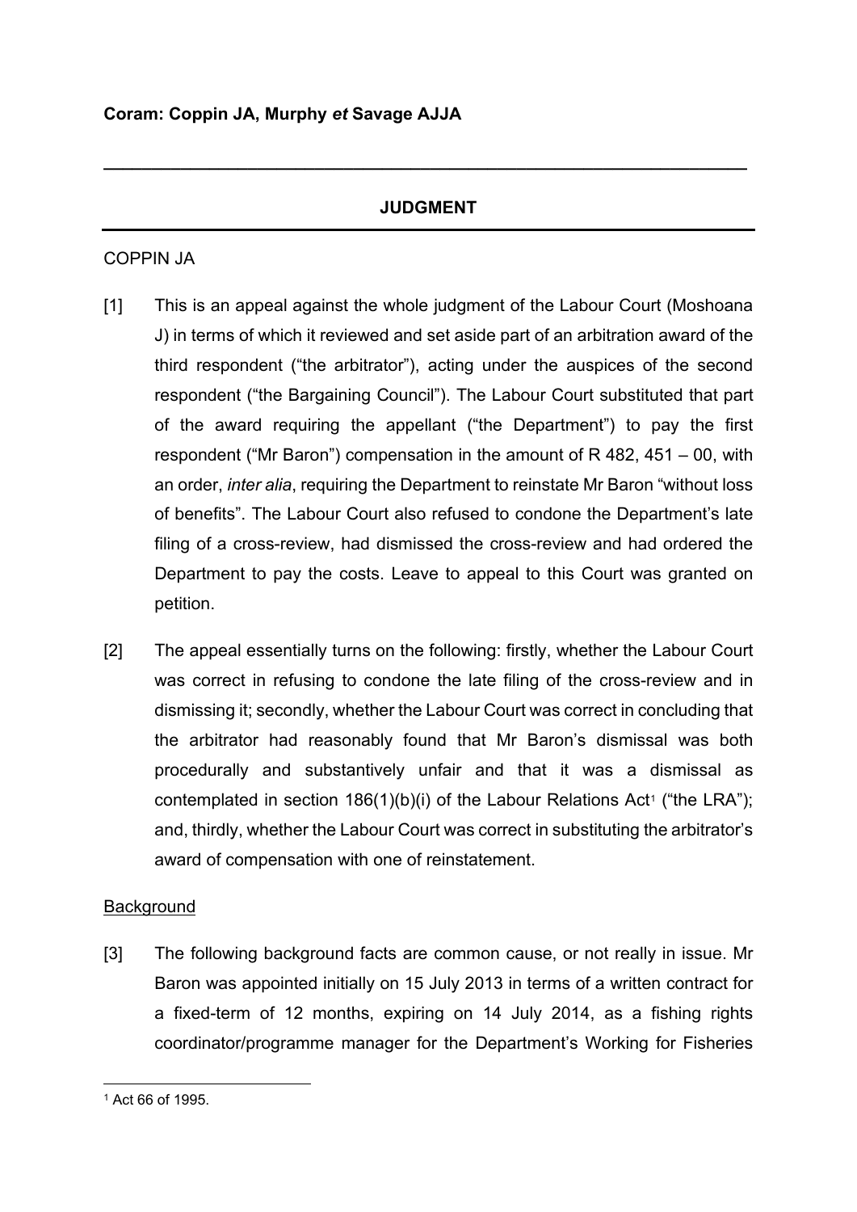**Coram: Coppin JA, Murphy *et* Savage AJJA**

---

## JUDGMENT

---

COPPIN JA

[1] This is an appeal against the whole judgment of the Labour Court (Moshoana J) in terms of which it reviewed and set aside part of an arbitration award of the third respondent ("the arbitrator"), acting under the auspices of the second respondent ("the Bargaining Council"). The Labour Court substituted that part of the award requiring the appellant ("the Department") to pay the first respondent ("Mr Baron") compensation in the amount of R 482, 451 – 00, with an order, *inter alia*, requiring the Department to reinstate Mr Baron "without loss of benefits". The Labour Court also refused to condone the Department's late filing of a cross-review, had dismissed the cross-review and had ordered the Department to pay the costs. Leave to appeal to this Court was granted on petition.

[2] The appeal essentially turns on the following: firstly, whether the Labour Court was correct in refusing to condone the late filing of the cross-review and in dismissing it; secondly, whether the Labour Court was correct in concluding that the arbitrator had reasonably found that Mr Baron's dismissal was both procedurally and substantively unfair and that it was a dismissal as contemplated in section 186(1)(b)(i) of the Labour Relations Act[1] ("the LRA"); and, thirdly, whether the Labour Court was correct in substituting the arbitrator's award of compensation with one of reinstatement.

Background

[3] The following background facts are common cause, or not really in issue. Mr Baron was appointed initially on 15 July 2013 in terms of a written contract for a fixed-term of 12 months, expiring on 14 July 2014, as a fishing rights coordinator/programme manager for the Department's Working for Fisheries

---

[1] Act 66 of 1995.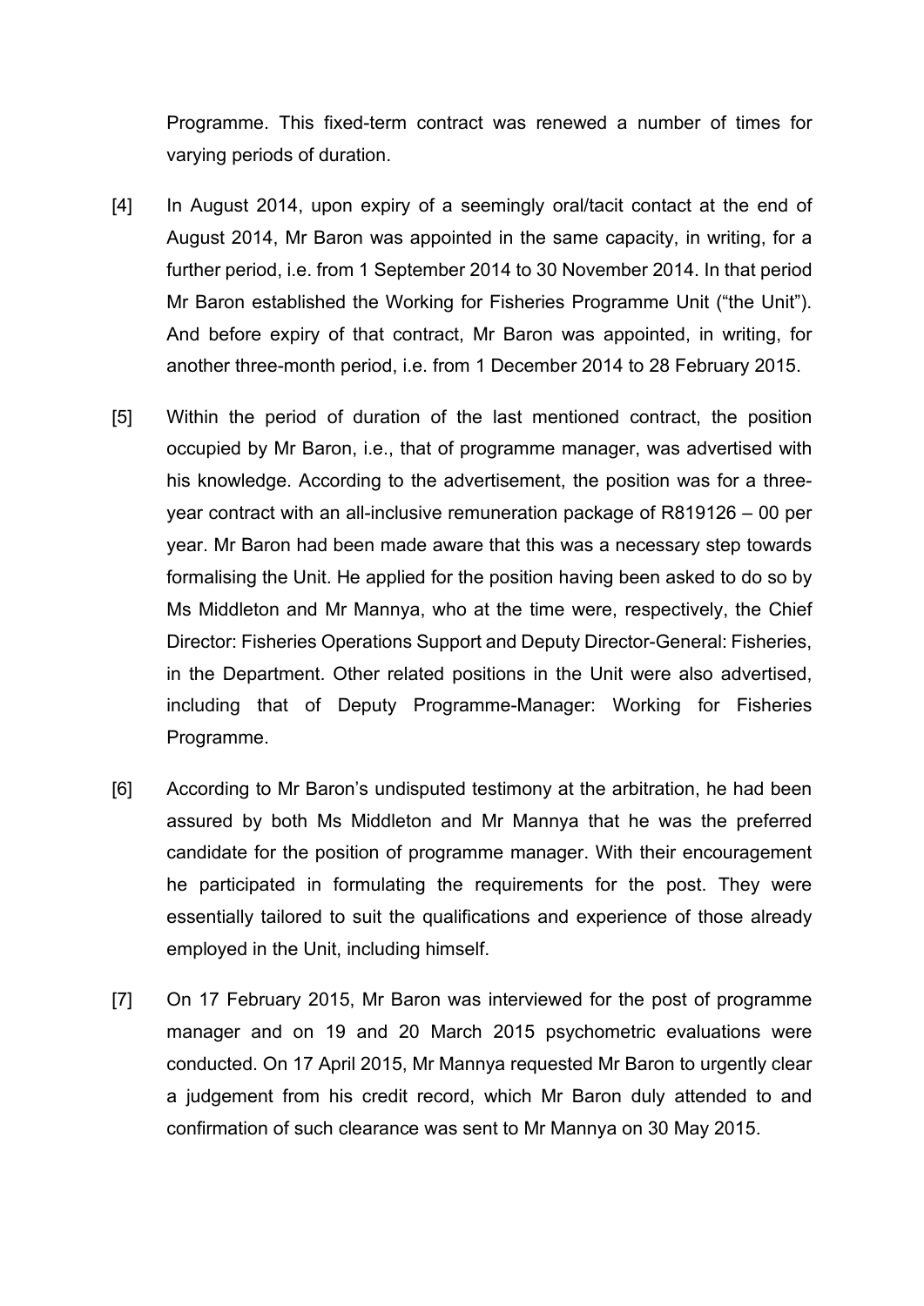Programme. This fixed-term contract was renewed a number of times for varying periods of duration.

[4] In August 2014, upon expiry of a seemingly oral/tacit contact at the end of August 2014, Mr Baron was appointed in the same capacity, in writing, for a further period, i.e. from 1 September 2014 to 30 November 2014. In that period Mr Baron established the Working for Fisheries Programme Unit ("the Unit"). And before expiry of that contract, Mr Baron was appointed, in writing, for another three-month period, i.e. from 1 December 2014 to 28 February 2015.

[5] Within the period of duration of the last mentioned contract, the position occupied by Mr Baron, i.e., that of programme manager, was advertised with his knowledge. According to the advertisement, the position was for a three-year contract with an all-inclusive remuneration package of R819126 – 00 per year. Mr Baron had been made aware that this was a necessary step towards formalising the Unit. He applied for the position having been asked to do so by Ms Middleton and Mr Mannya, who at the time were, respectively, the Chief Director: Fisheries Operations Support and Deputy Director-General: Fisheries, in the Department. Other related positions in the Unit were also advertised, including that of Deputy Programme-Manager: Working for Fisheries Programme.

[6] According to Mr Baron's undisputed testimony at the arbitration, he had been assured by both Ms Middleton and Mr Mannya that he was the preferred candidate for the position of programme manager. With their encouragement he participated in formulating the requirements for the post. They were essentially tailored to suit the qualifications and experience of those already employed in the Unit, including himself.

[7] On 17 February 2015, Mr Baron was interviewed for the post of programme manager and on 19 and 20 March 2015 psychometric evaluations were conducted. On 17 April 2015, Mr Mannya requested Mr Baron to urgently clear a judgement from his credit record, which Mr Baron duly attended to and confirmation of such clearance was sent to Mr Mannya on 30 May 2015.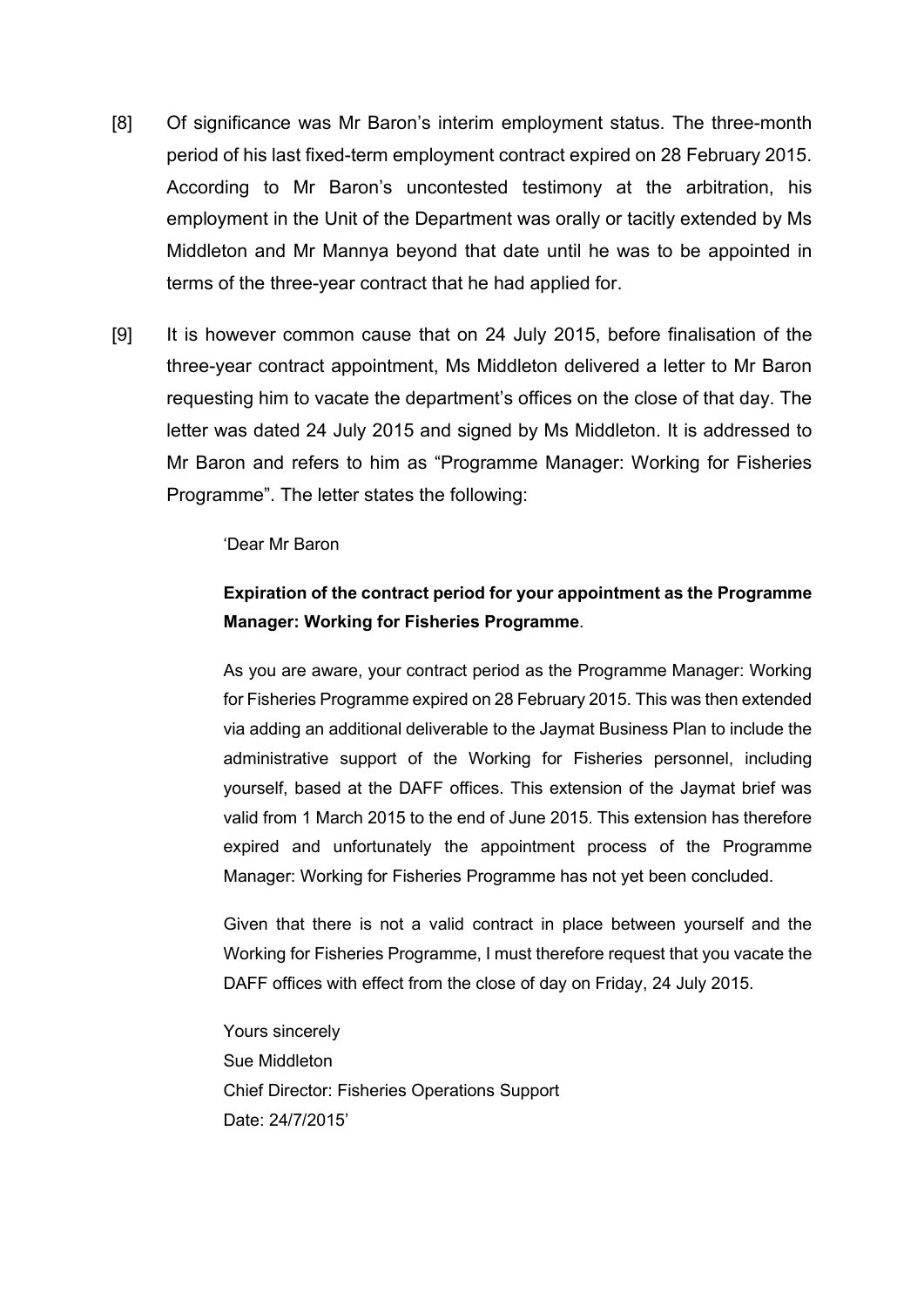[8] Of significance was Mr Baron's interim employment status. The three-month period of his last fixed-term employment contract expired on 28 February 2015. According to Mr Baron's uncontested testimony at the arbitration, his employment in the Unit of the Department was orally or tacitly extended by Ms Middleton and Mr Mannya beyond that date until he was to be appointed in terms of the three-year contract that he had applied for.

[9] It is however common cause that on 24 July 2015, before finalisation of the three-year contract appointment, Ms Middleton delivered a letter to Mr Baron requesting him to vacate the department's offices on the close of that day. The letter was dated 24 July 2015 and signed by Ms Middleton. It is addressed to Mr Baron and refers to him as "Programme Manager: Working for Fisheries Programme". The letter states the following:

> 'Dear Mr Baron
>
> **Expiration of the contract period for your appointment as the Programme Manager: Working for Fisheries Programme**.
>
> As you are aware, your contract period as the Programme Manager: Working for Fisheries Programme expired on 28 February 2015. This was then extended via adding an additional deliverable to the Jaymat Business Plan to include the administrative support of the Working for Fisheries personnel, including yourself, based at the DAFF offices. This extension of the Jaymat brief was valid from 1 March 2015 to the end of June 2015. This extension has therefore expired and unfortunately the appointment process of the Programme Manager: Working for Fisheries Programme has not yet been concluded.
>
> Given that there is not a valid contract in place between yourself and the Working for Fisheries Programme, I must therefore request that you vacate the DAFF offices with effect from the close of day on Friday, 24 July 2015.
>
> Yours sincerely
> Sue Middleton
> Chief Director: Fisheries Operations Support
> Date: 24/7/2015'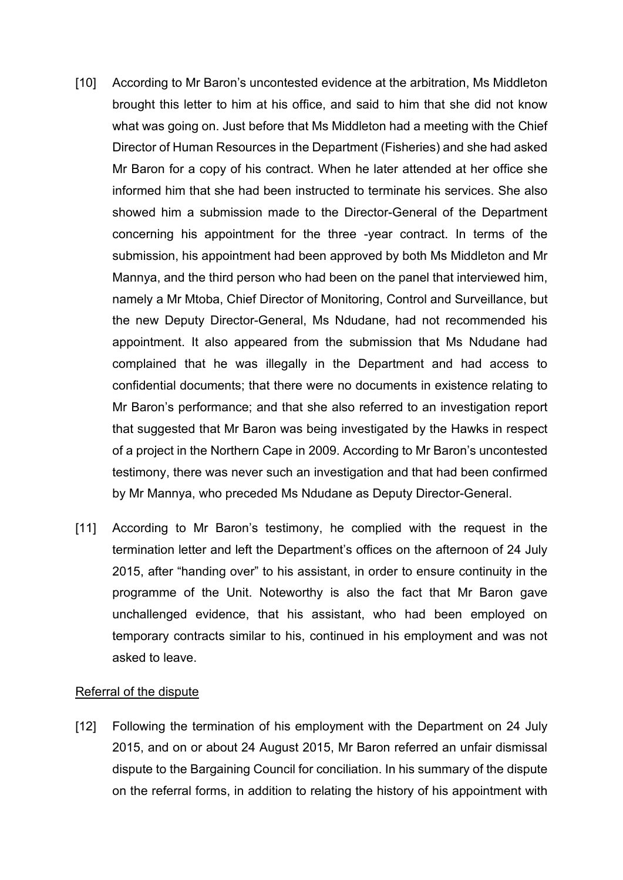[10] According to Mr Baron's uncontested evidence at the arbitration, Ms Middleton brought this letter to him at his office, and said to him that she did not know what was going on. Just before that Ms Middleton had a meeting with the Chief Director of Human Resources in the Department (Fisheries) and she had asked Mr Baron for a copy of his contract. When he later attended at her office she informed him that she had been instructed to terminate his services. She also showed him a submission made to the Director-General of the Department concerning his appointment for the three -year contract. In terms of the submission, his appointment had been approved by both Ms Middleton and Mr Mannya, and the third person who had been on the panel that interviewed him, namely a Mr Mtoba, Chief Director of Monitoring, Control and Surveillance, but the new Deputy Director-General, Ms Ndudane, had not recommended his appointment. It also appeared from the submission that Ms Ndudane had complained that he was illegally in the Department and had access to confidential documents; that there were no documents in existence relating to Mr Baron's performance; and that she also referred to an investigation report that suggested that Mr Baron was being investigated by the Hawks in respect of a project in the Northern Cape in 2009. According to Mr Baron's uncontested testimony, there was never such an investigation and that had been confirmed by Mr Mannya, who preceded Ms Ndudane as Deputy Director-General.

[11] According to Mr Baron's testimony, he complied with the request in the termination letter and left the Department's offices on the afternoon of 24 July 2015, after "handing over" to his assistant, in order to ensure continuity in the programme of the Unit. Noteworthy is also the fact that Mr Baron gave unchallenged evidence, that his assistant, who had been employed on temporary contracts similar to his, continued in his employment and was not asked to leave.

<u>Referral of the dispute</u>

[12] Following the termination of his employment with the Department on 24 July 2015, and on or about 24 August 2015, Mr Baron referred an unfair dismissal dispute to the Bargaining Council for conciliation. In his summary of the dispute on the referral forms, in addition to relating the history of his appointment with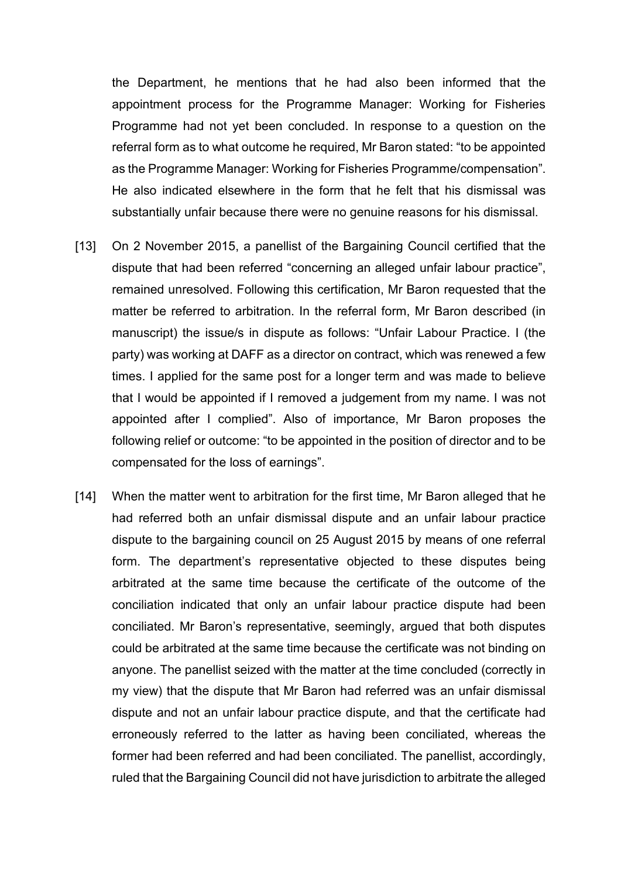the Department, he mentions that he had also been informed that the appointment process for the Programme Manager: Working for Fisheries Programme had not yet been concluded. In response to a question on the referral form as to what outcome he required, Mr Baron stated: "to be appointed as the Programme Manager: Working for Fisheries Programme/compensation". He also indicated elsewhere in the form that he felt that his dismissal was substantially unfair because there were no genuine reasons for his dismissal.

[13] On 2 November 2015, a panellist of the Bargaining Council certified that the dispute that had been referred "concerning an alleged unfair labour practice", remained unresolved. Following this certification, Mr Baron requested that the matter be referred to arbitration. In the referral form, Mr Baron described (in manuscript) the issue/s in dispute as follows: "Unfair Labour Practice. I (the party) was working at DAFF as a director on contract, which was renewed a few times. I applied for the same post for a longer term and was made to believe that I would be appointed if I removed a judgement from my name. I was not appointed after I complied". Also of importance, Mr Baron proposes the following relief or outcome: "to be appointed in the position of director and to be compensated for the loss of earnings".

[14] When the matter went to arbitration for the first time, Mr Baron alleged that he had referred both an unfair dismissal dispute and an unfair labour practice dispute to the bargaining council on 25 August 2015 by means of one referral form. The department's representative objected to these disputes being arbitrated at the same time because the certificate of the outcome of the conciliation indicated that only an unfair labour practice dispute had been conciliated. Mr Baron's representative, seemingly, argued that both disputes could be arbitrated at the same time because the certificate was not binding on anyone. The panellist seized with the matter at the time concluded (correctly in my view) that the dispute that Mr Baron had referred was an unfair dismissal dispute and not an unfair labour practice dispute, and that the certificate had erroneously referred to the latter as having been conciliated, whereas the former had been referred and had been conciliated. The panellist, accordingly, ruled that the Bargaining Council did not have jurisdiction to arbitrate the alleged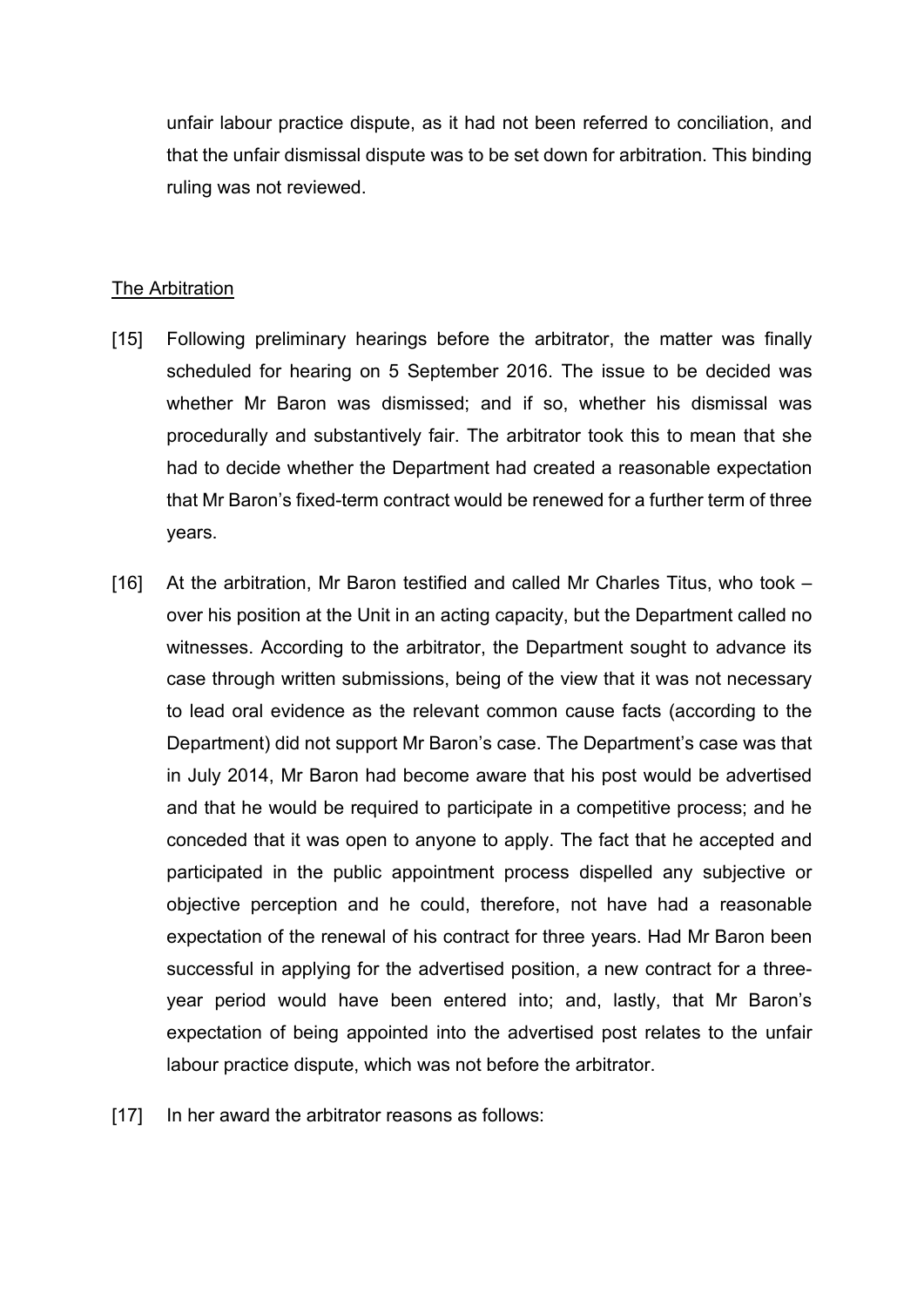unfair labour practice dispute, as it had not been referred to conciliation, and that the unfair dismissal dispute was to be set down for arbitration. This binding ruling was not reviewed.

The Arbitration

[15] Following preliminary hearings before the arbitrator, the matter was finally scheduled for hearing on 5 September 2016. The issue to be decided was whether Mr Baron was dismissed; and if so, whether his dismissal was procedurally and substantively fair. The arbitrator took this to mean that she had to decide whether the Department had created a reasonable expectation that Mr Baron's fixed-term contract would be renewed for a further term of three years.

[16] At the arbitration, Mr Baron testified and called Mr Charles Titus, who took – over his position at the Unit in an acting capacity, but the Department called no witnesses. According to the arbitrator, the Department sought to advance its case through written submissions, being of the view that it was not necessary to lead oral evidence as the relevant common cause facts (according to the Department) did not support Mr Baron's case. The Department's case was that in July 2014, Mr Baron had become aware that his post would be advertised and that he would be required to participate in a competitive process; and he conceded that it was open to anyone to apply. The fact that he accepted and participated in the public appointment process dispelled any subjective or objective perception and he could, therefore, not have had a reasonable expectation of the renewal of his contract for three years. Had Mr Baron been successful in applying for the advertised position, a new contract for a three-year period would have been entered into; and, lastly, that Mr Baron's expectation of being appointed into the advertised post relates to the unfair labour practice dispute, which was not before the arbitrator.

[17] In her award the arbitrator reasons as follows: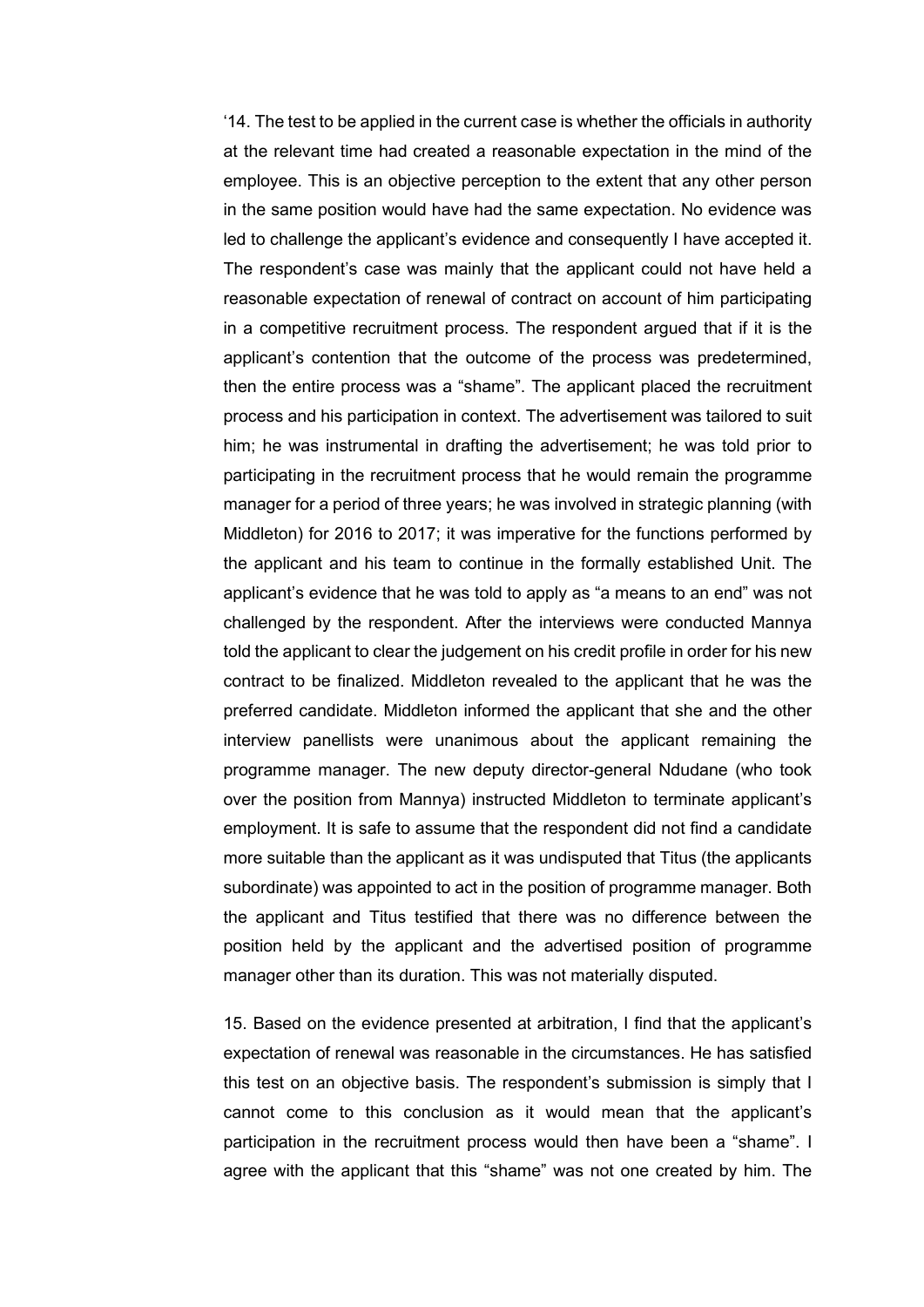'14. The test to be applied in the current case is whether the officials in authority at the relevant time had created a reasonable expectation in the mind of the employee. This is an objective perception to the extent that any other person in the same position would have had the same expectation. No evidence was led to challenge the applicant's evidence and consequently I have accepted it. The respondent's case was mainly that the applicant could not have held a reasonable expectation of renewal of contract on account of him participating in a competitive recruitment process. The respondent argued that if it is the applicant's contention that the outcome of the process was predetermined, then the entire process was a "shame". The applicant placed the recruitment process and his participation in context. The advertisement was tailored to suit him; he was instrumental in drafting the advertisement; he was told prior to participating in the recruitment process that he would remain the programme manager for a period of three years; he was involved in strategic planning (with Middleton) for 2016 to 2017; it was imperative for the functions performed by the applicant and his team to continue in the formally established Unit. The applicant's evidence that he was told to apply as "a means to an end" was not challenged by the respondent. After the interviews were conducted Mannya told the applicant to clear the judgement on his credit profile in order for his new contract to be finalized. Middleton revealed to the applicant that he was the preferred candidate. Middleton informed the applicant that she and the other interview panellists were unanimous about the applicant remaining the programme manager. The new deputy director-general Ndudane (who took over the position from Mannya) instructed Middleton to terminate applicant's employment. It is safe to assume that the respondent did not find a candidate more suitable than the applicant as it was undisputed that Titus (the applicants subordinate) was appointed to act in the position of programme manager. Both the applicant and Titus testified that there was no difference between the position held by the applicant and the advertised position of programme manager other than its duration. This was not materially disputed.

15. Based on the evidence presented at arbitration, I find that the applicant's expectation of renewal was reasonable in the circumstances. He has satisfied this test on an objective basis. The respondent's submission is simply that I cannot come to this conclusion as it would mean that the applicant's participation in the recruitment process would then have been a "shame". I agree with the applicant that this "shame" was not one created by him. The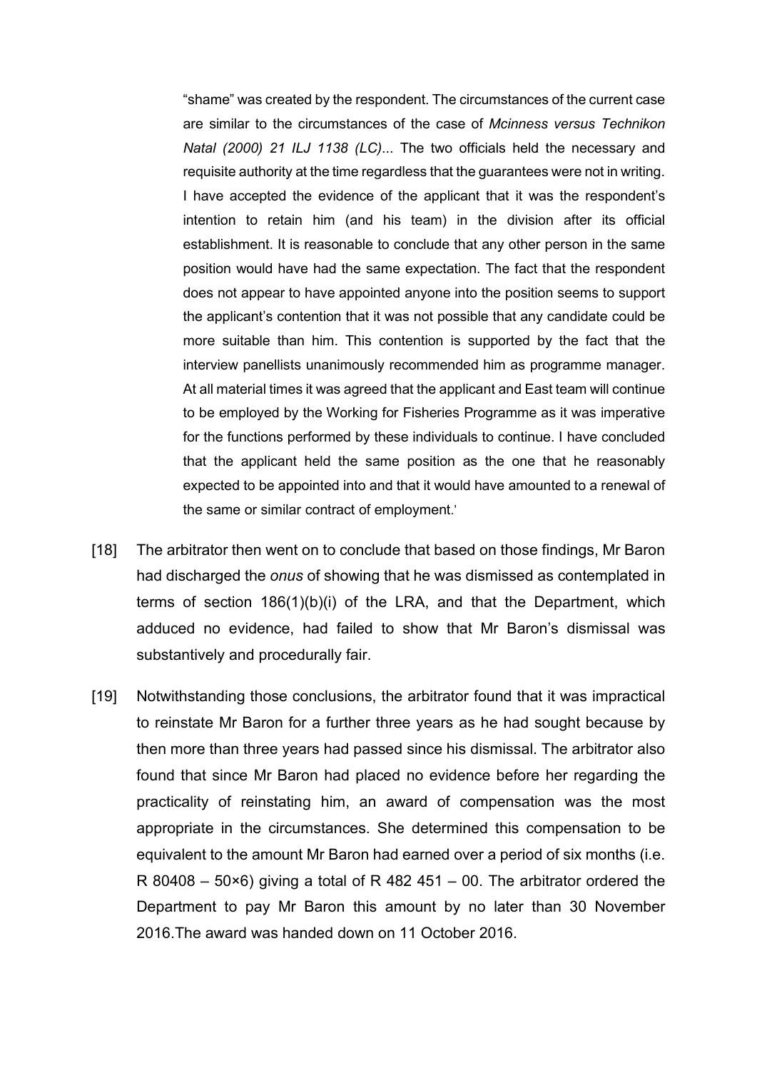> "shame" was created by the respondent. The circumstances of the current case are similar to the circumstances of the case of *Mcinness versus Technikon Natal (2000) 21 ILJ 1138 (LC)*... The two officials held the necessary and requisite authority at the time regardless that the guarantees were not in writing. I have accepted the evidence of the applicant that it was the respondent's intention to retain him (and his team) in the division after its official establishment. It is reasonable to conclude that any other person in the same position would have had the same expectation. The fact that the respondent does not appear to have appointed anyone into the position seems to support the applicant's contention that it was not possible that any candidate could be more suitable than him. This contention is supported by the fact that the interview panellists unanimously recommended him as programme manager. At all material times it was agreed that the applicant and East team will continue to be employed by the Working for Fisheries Programme as it was imperative for the functions performed by these individuals to continue. I have concluded that the applicant held the same position as the one that he reasonably expected to be appointed into and that it would have amounted to a renewal of the same or similar contract of employment.'

[18] The arbitrator then went on to conclude that based on those findings, Mr Baron had discharged the *onus* of showing that he was dismissed as contemplated in terms of section 186(1)(b)(i) of the LRA, and that the Department, which adduced no evidence, had failed to show that Mr Baron's dismissal was substantively and procedurally fair.

[19] Notwithstanding those conclusions, the arbitrator found that it was impractical to reinstate Mr Baron for a further three years as he had sought because by then more than three years had passed since his dismissal. The arbitrator also found that since Mr Baron had placed no evidence before her regarding the practicality of reinstating him, an award of compensation was the most appropriate in the circumstances. She determined this compensation to be equivalent to the amount Mr Baron had earned over a period of six months (i.e. R 80408 – 50×6) giving a total of R 482 451 – 00. The arbitrator ordered the Department to pay Mr Baron this amount by no later than 30 November 2016.The award was handed down on 11 October 2016.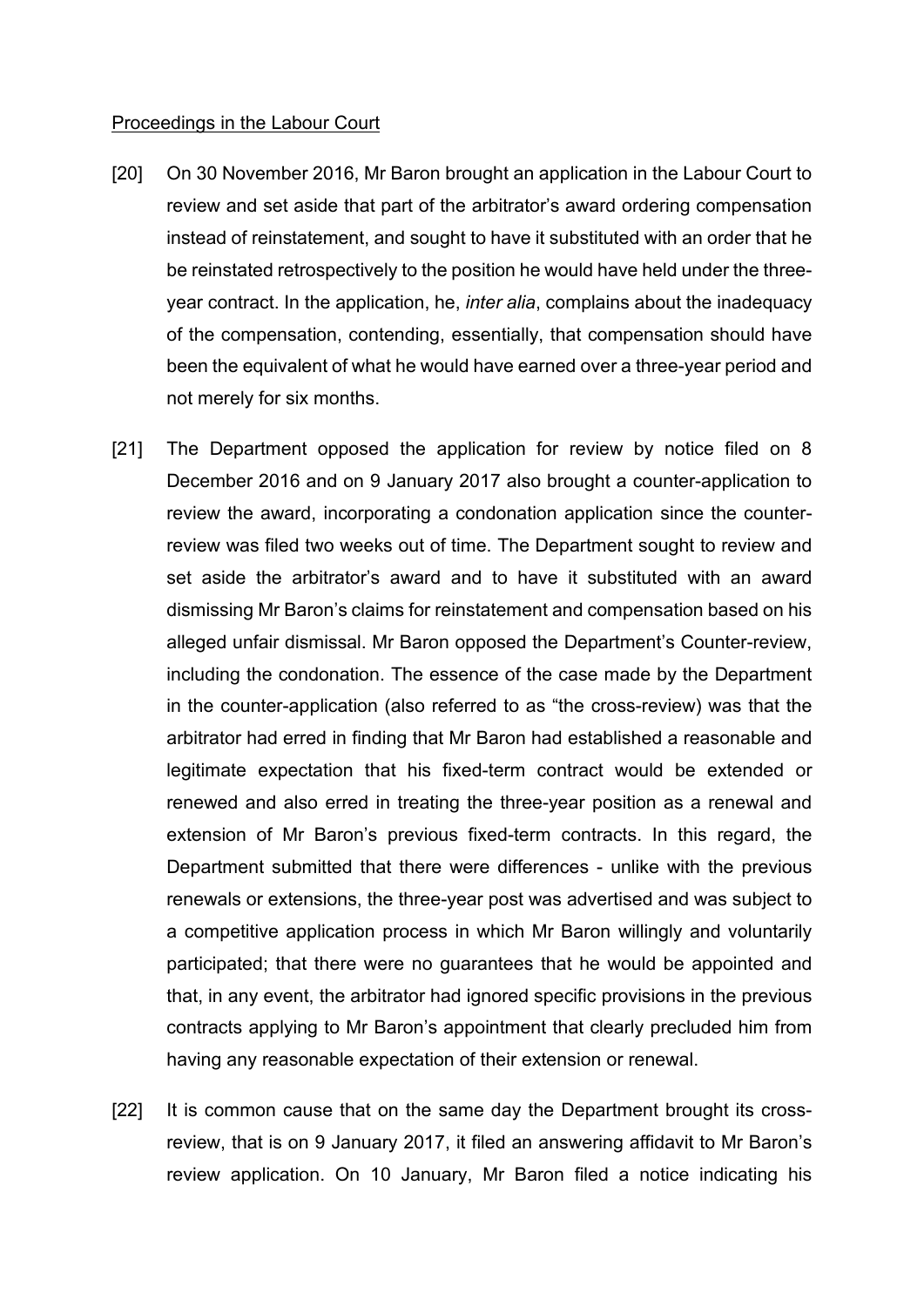Proceedings in the Labour Court

[20] On 30 November 2016, Mr Baron brought an application in the Labour Court to review and set aside that part of the arbitrator's award ordering compensation instead of reinstatement, and sought to have it substituted with an order that he be reinstated retrospectively to the position he would have held under the three-year contract. In the application, he, *inter alia*, complains about the inadequacy of the compensation, contending, essentially, that compensation should have been the equivalent of what he would have earned over a three-year period and not merely for six months.

[21] The Department opposed the application for review by notice filed on 8 December 2016 and on 9 January 2017 also brought a counter-application to review the award, incorporating a condonation application since the counter-review was filed two weeks out of time. The Department sought to review and set aside the arbitrator's award and to have it substituted with an award dismissing Mr Baron's claims for reinstatement and compensation based on his alleged unfair dismissal. Mr Baron opposed the Department's Counter-review, including the condonation. The essence of the case made by the Department in the counter-application (also referred to as "the cross-review) was that the arbitrator had erred in finding that Mr Baron had established a reasonable and legitimate expectation that his fixed-term contract would be extended or renewed and also erred in treating the three-year position as a renewal and extension of Mr Baron's previous fixed-term contracts. In this regard, the Department submitted that there were differences - unlike with the previous renewals or extensions, the three-year post was advertised and was subject to a competitive application process in which Mr Baron willingly and voluntarily participated; that there were no guarantees that he would be appointed and that, in any event, the arbitrator had ignored specific provisions in the previous contracts applying to Mr Baron's appointment that clearly precluded him from having any reasonable expectation of their extension or renewal.

[22] It is common cause that on the same day the Department brought its cross-review, that is on 9 January 2017, it filed an answering affidavit to Mr Baron's review application. On 10 January, Mr Baron filed a notice indicating his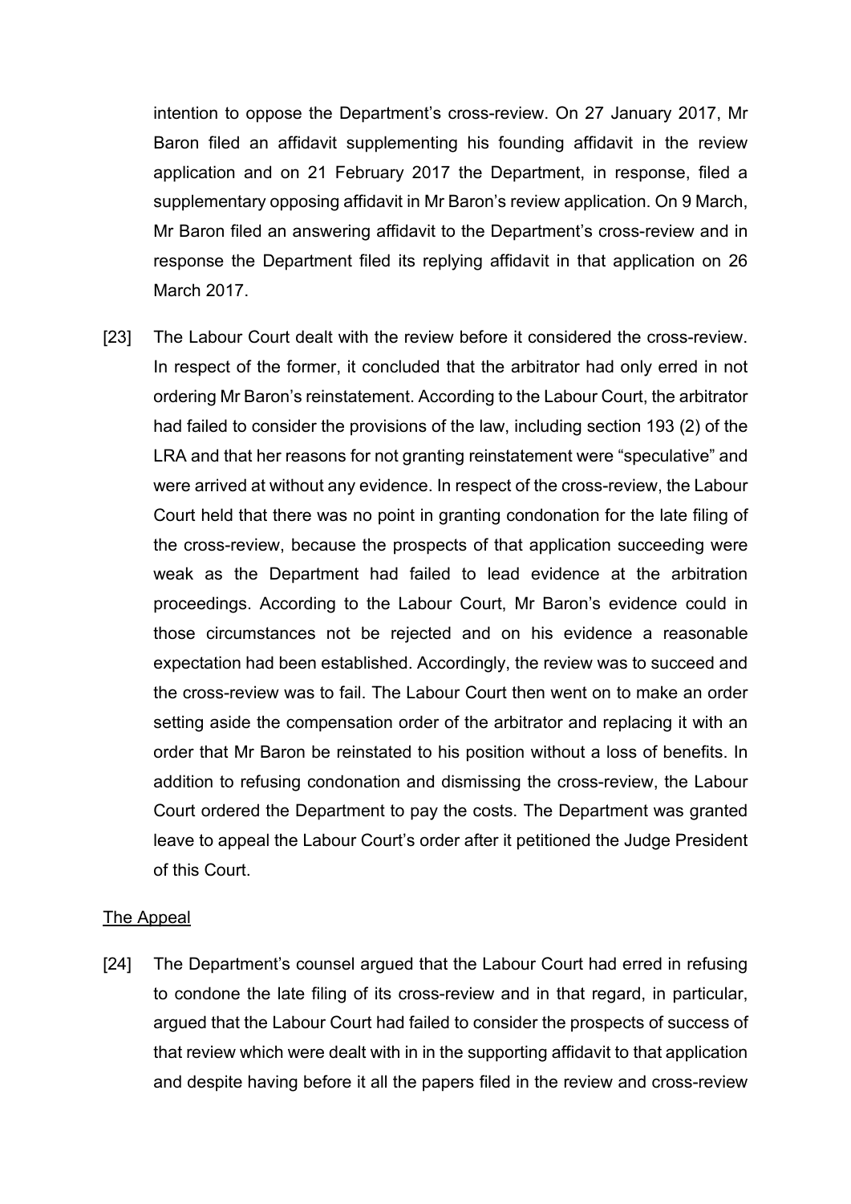intention to oppose the Department's cross-review. On 27 January 2017, Mr Baron filed an affidavit supplementing his founding affidavit in the review application and on 21 February 2017 the Department, in response, filed a supplementary opposing affidavit in Mr Baron's review application. On 9 March, Mr Baron filed an answering affidavit to the Department's cross-review and in response the Department filed its replying affidavit in that application on 26 March 2017.

[23] The Labour Court dealt with the review before it considered the cross-review. In respect of the former, it concluded that the arbitrator had only erred in not ordering Mr Baron's reinstatement. According to the Labour Court, the arbitrator had failed to consider the provisions of the law, including section 193 (2) of the LRA and that her reasons for not granting reinstatement were "speculative" and were arrived at without any evidence. In respect of the cross-review, the Labour Court held that there was no point in granting condonation for the late filing of the cross-review, because the prospects of that application succeeding were weak as the Department had failed to lead evidence at the arbitration proceedings. According to the Labour Court, Mr Baron's evidence could in those circumstances not be rejected and on his evidence a reasonable expectation had been established. Accordingly, the review was to succeed and the cross-review was to fail. The Labour Court then went on to make an order setting aside the compensation order of the arbitrator and replacing it with an order that Mr Baron be reinstated to his position without a loss of benefits. In addition to refusing condonation and dismissing the cross-review, the Labour Court ordered the Department to pay the costs. The Department was granted leave to appeal the Labour Court's order after it petitioned the Judge President of this Court.

## The Appeal

[24] The Department's counsel argued that the Labour Court had erred in refusing to condone the late filing of its cross-review and in that regard, in particular, argued that the Labour Court had failed to consider the prospects of success of that review which were dealt with in in the supporting affidavit to that application and despite having before it all the papers filed in the review and cross-review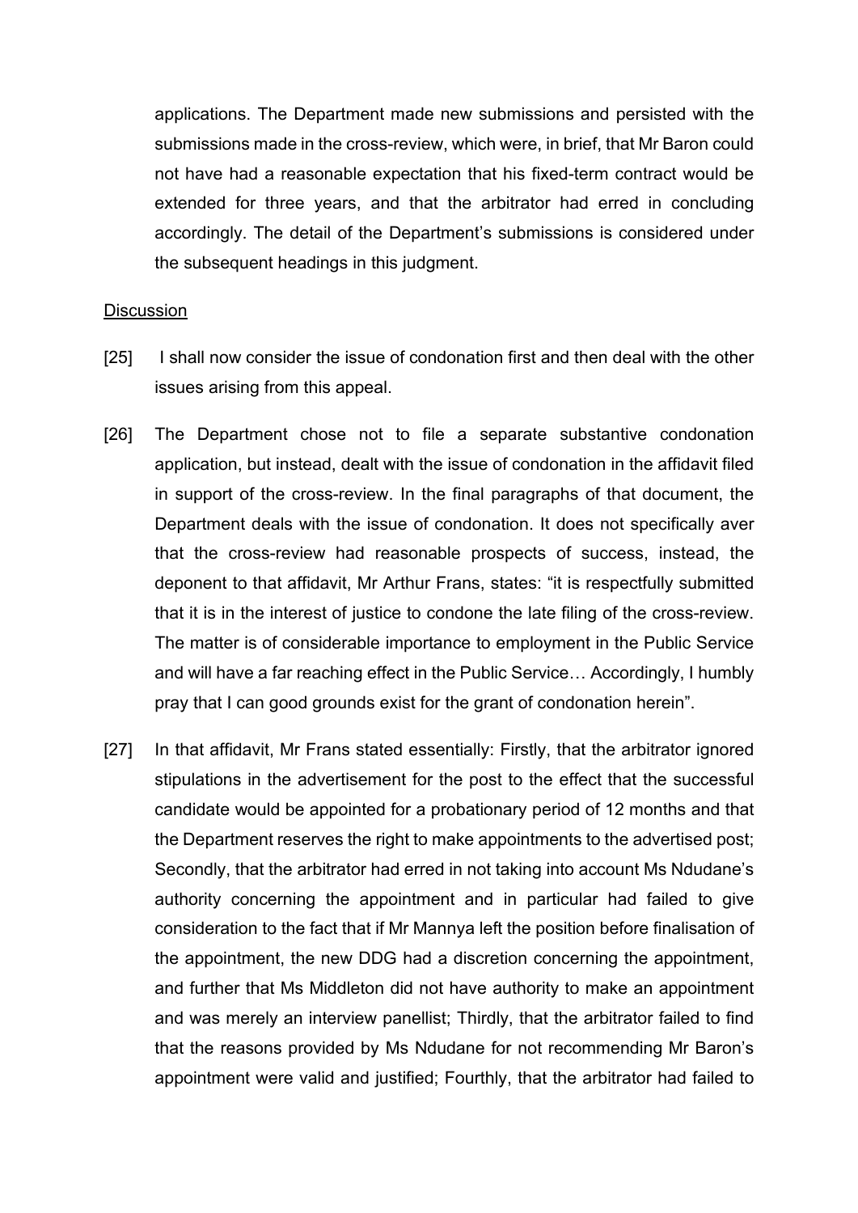applications. The Department made new submissions and persisted with the submissions made in the cross-review, which were, in brief, that Mr Baron could not have had a reasonable expectation that his fixed-term contract would be extended for three years, and that the arbitrator had erred in concluding accordingly. The detail of the Department's submissions is considered under the subsequent headings in this judgment.

<u>Discussion</u>

[25] I shall now consider the issue of condonation first and then deal with the other issues arising from this appeal.

[26] The Department chose not to file a separate substantive condonation application, but instead, dealt with the issue of condonation in the affidavit filed in support of the cross-review. In the final paragraphs of that document, the Department deals with the issue of condonation. It does not specifically aver that the cross-review had reasonable prospects of success, instead, the deponent to that affidavit, Mr Arthur Frans, states: "it is respectfully submitted that it is in the interest of justice to condone the late filing of the cross-review. The matter is of considerable importance to employment in the Public Service and will have a far reaching effect in the Public Service… Accordingly, I humbly pray that I can good grounds exist for the grant of condonation herein".

[27] In that affidavit, Mr Frans stated essentially: Firstly, that the arbitrator ignored stipulations in the advertisement for the post to the effect that the successful candidate would be appointed for a probationary period of 12 months and that the Department reserves the right to make appointments to the advertised post; Secondly, that the arbitrator had erred in not taking into account Ms Ndudane's authority concerning the appointment and in particular had failed to give consideration to the fact that if Mr Mannya left the position before finalisation of the appointment, the new DDG had a discretion concerning the appointment, and further that Ms Middleton did not have authority to make an appointment and was merely an interview panellist; Thirdly, that the arbitrator failed to find that the reasons provided by Ms Ndudane for not recommending Mr Baron's appointment were valid and justified; Fourthly, that the arbitrator had failed to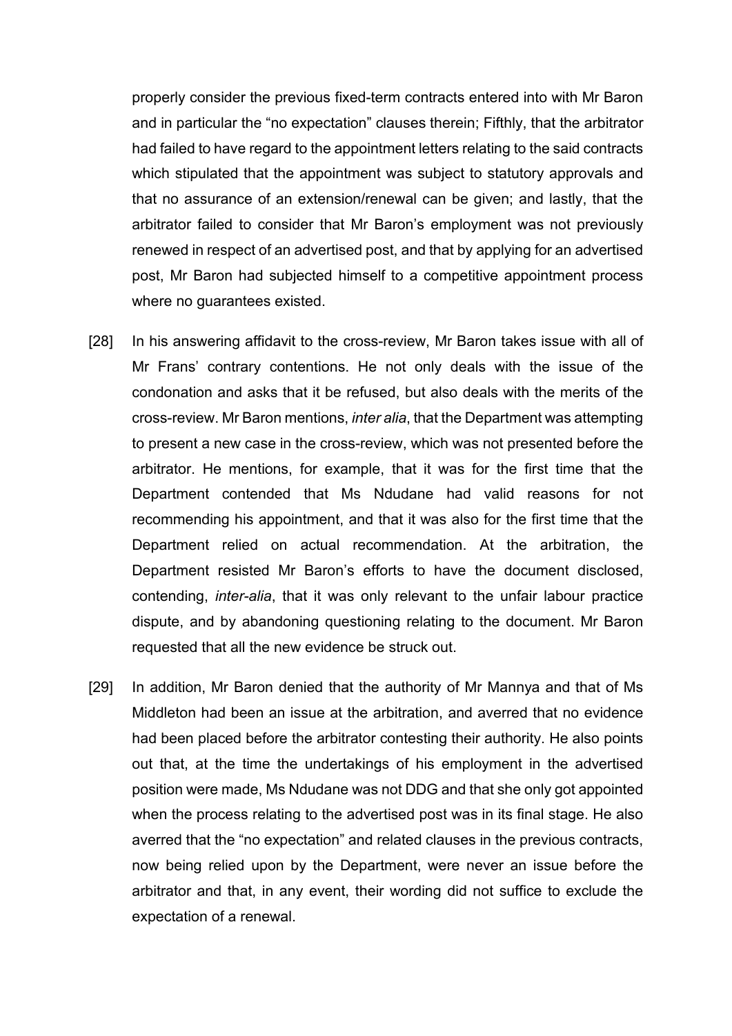properly consider the previous fixed-term contracts entered into with Mr Baron and in particular the "no expectation" clauses therein; Fifthly, that the arbitrator had failed to have regard to the appointment letters relating to the said contracts which stipulated that the appointment was subject to statutory approvals and that no assurance of an extension/renewal can be given; and lastly, that the arbitrator failed to consider that Mr Baron's employment was not previously renewed in respect of an advertised post, and that by applying for an advertised post, Mr Baron had subjected himself to a competitive appointment process where no guarantees existed.

[28] In his answering affidavit to the cross-review, Mr Baron takes issue with all of Mr Frans' contrary contentions. He not only deals with the issue of the condonation and asks that it be refused, but also deals with the merits of the cross-review. Mr Baron mentions, *inter alia*, that the Department was attempting to present a new case in the cross-review, which was not presented before the arbitrator. He mentions, for example, that it was for the first time that the Department contended that Ms Ndudane had valid reasons for not recommending his appointment, and that it was also for the first time that the Department relied on actual recommendation. At the arbitration, the Department resisted Mr Baron's efforts to have the document disclosed, contending, *inter-alia*, that it was only relevant to the unfair labour practice dispute, and by abandoning questioning relating to the document. Mr Baron requested that all the new evidence be struck out.

[29] In addition, Mr Baron denied that the authority of Mr Mannya and that of Ms Middleton had been an issue at the arbitration, and averred that no evidence had been placed before the arbitrator contesting their authority. He also points out that, at the time the undertakings of his employment in the advertised position were made, Ms Ndudane was not DDG and that she only got appointed when the process relating to the advertised post was in its final stage. He also averred that the "no expectation" and related clauses in the previous contracts, now being relied upon by the Department, were never an issue before the arbitrator and that, in any event, their wording did not suffice to exclude the expectation of a renewal.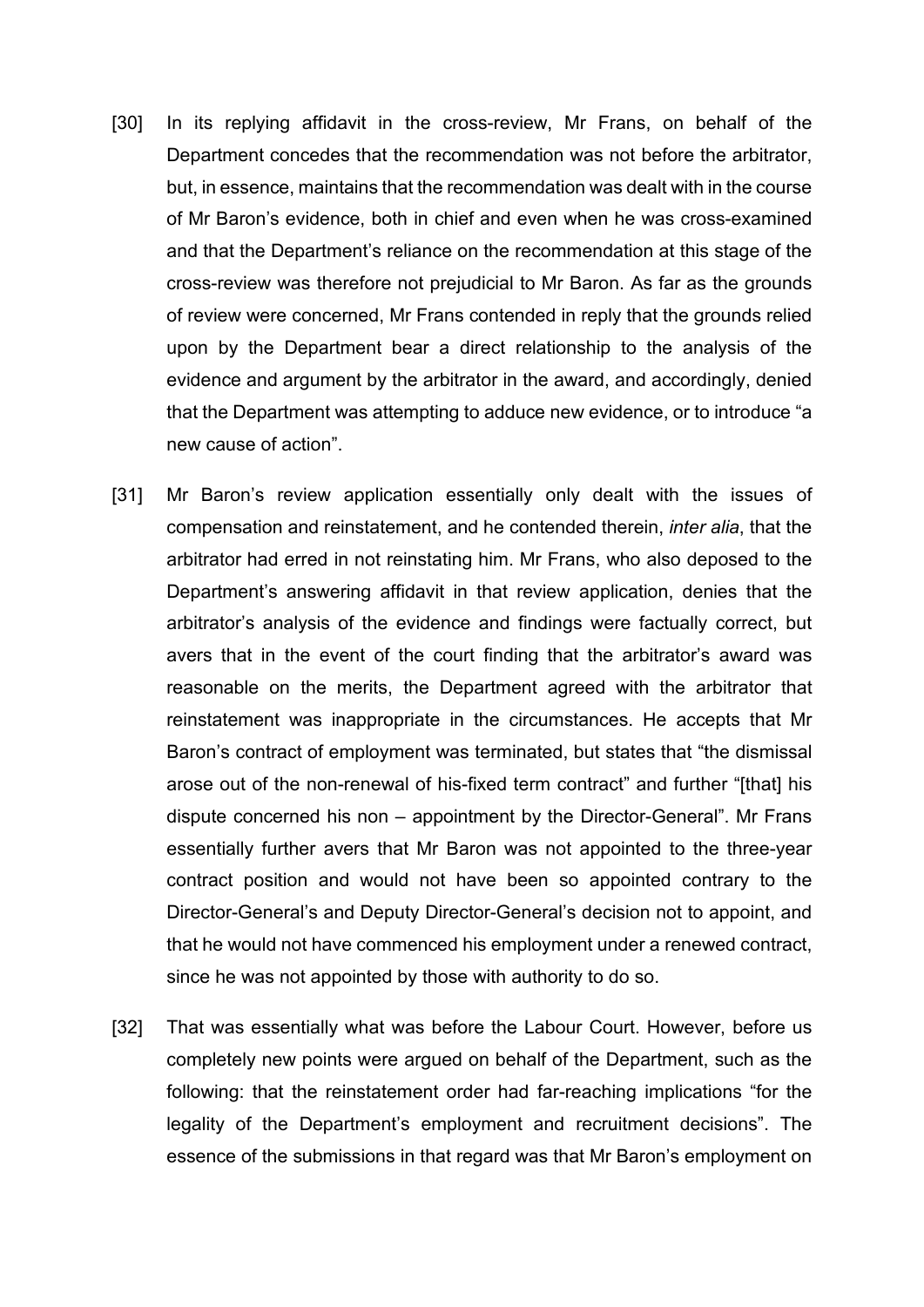[30] In its replying affidavit in the cross-review, Mr Frans, on behalf of the Department concedes that the recommendation was not before the arbitrator, but, in essence, maintains that the recommendation was dealt with in the course of Mr Baron's evidence, both in chief and even when he was cross-examined and that the Department's reliance on the recommendation at this stage of the cross-review was therefore not prejudicial to Mr Baron. As far as the grounds of review were concerned, Mr Frans contended in reply that the grounds relied upon by the Department bear a direct relationship to the analysis of the evidence and argument by the arbitrator in the award, and accordingly, denied that the Department was attempting to adduce new evidence, or to introduce "a new cause of action".

[31] Mr Baron's review application essentially only dealt with the issues of compensation and reinstatement, and he contended therein, *inter alia*, that the arbitrator had erred in not reinstating him. Mr Frans, who also deposed to the Department's answering affidavit in that review application, denies that the arbitrator's analysis of the evidence and findings were factually correct, but avers that in the event of the court finding that the arbitrator's award was reasonable on the merits, the Department agreed with the arbitrator that reinstatement was inappropriate in the circumstances. He accepts that Mr Baron's contract of employment was terminated, but states that "the dismissal arose out of the non-renewal of his-fixed term contract" and further "[that] his dispute concerned his non – appointment by the Director-General". Mr Frans essentially further avers that Mr Baron was not appointed to the three-year contract position and would not have been so appointed contrary to the Director-General's and Deputy Director-General's decision not to appoint, and that he would not have commenced his employment under a renewed contract, since he was not appointed by those with authority to do so.

[32] That was essentially what was before the Labour Court. However, before us completely new points were argued on behalf of the Department, such as the following: that the reinstatement order had far-reaching implications "for the legality of the Department's employment and recruitment decisions". The essence of the submissions in that regard was that Mr Baron's employment on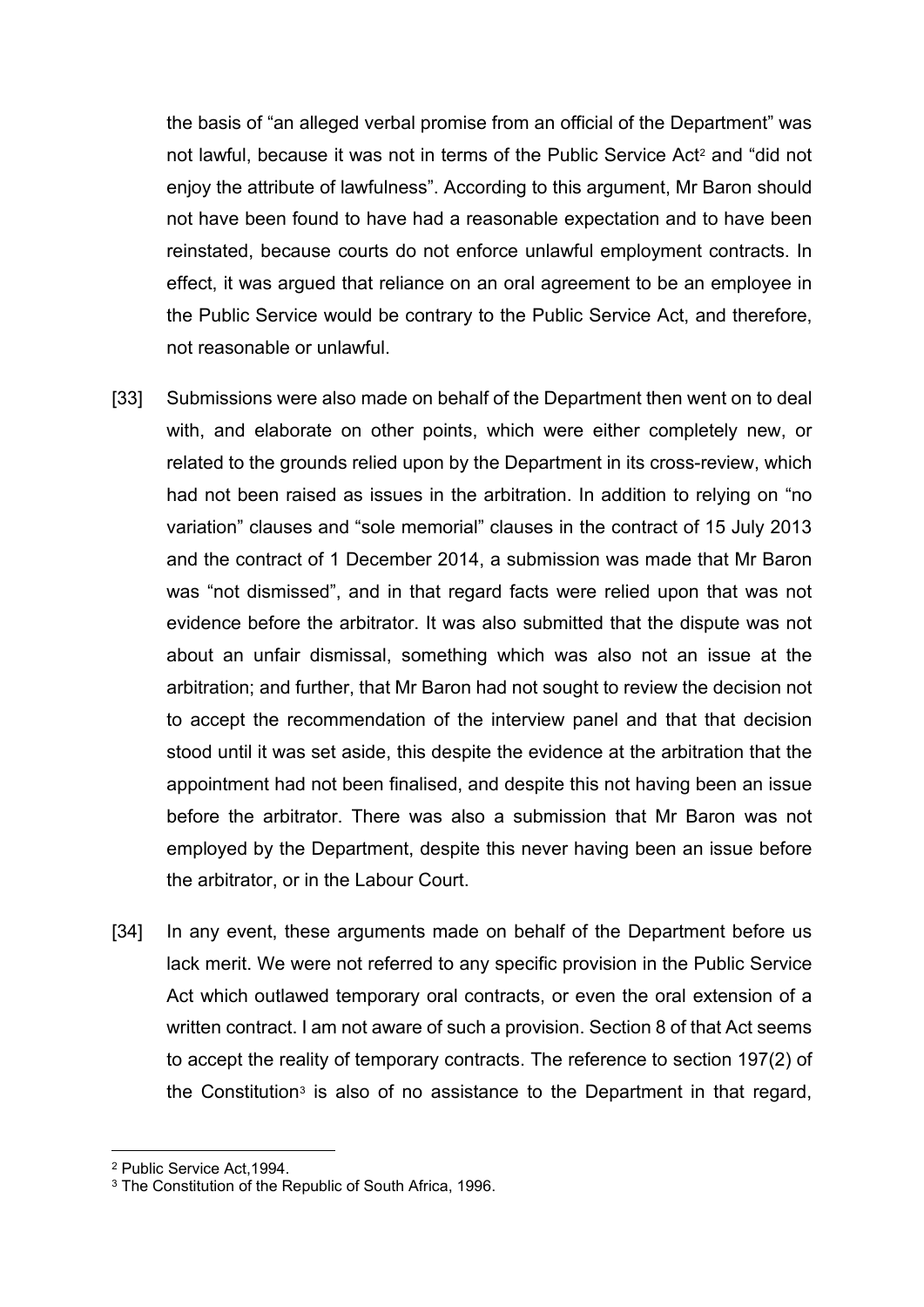the basis of "an alleged verbal promise from an official of the Department" was not lawful, because it was not in terms of the Public Service Act[2] and "did not enjoy the attribute of lawfulness". According to this argument, Mr Baron should not have been found to have had a reasonable expectation and to have been reinstated, because courts do not enforce unlawful employment contracts. In effect, it was argued that reliance on an oral agreement to be an employee in the Public Service would be contrary to the Public Service Act, and therefore, not reasonable or unlawful.

[33] Submissions were also made on behalf of the Department then went on to deal with, and elaborate on other points, which were either completely new, or related to the grounds relied upon by the Department in its cross-review, which had not been raised as issues in the arbitration. In addition to relying on "no variation" clauses and "sole memorial" clauses in the contract of 15 July 2013 and the contract of 1 December 2014, a submission was made that Mr Baron was "not dismissed", and in that regard facts were relied upon that was not evidence before the arbitrator. It was also submitted that the dispute was not about an unfair dismissal, something which was also not an issue at the arbitration; and further, that Mr Baron had not sought to review the decision not to accept the recommendation of the interview panel and that that decision stood until it was set aside, this despite the evidence at the arbitration that the appointment had not been finalised, and despite this not having been an issue before the arbitrator. There was also a submission that Mr Baron was not employed by the Department, despite this never having been an issue before the arbitrator, or in the Labour Court.

[34] In any event, these arguments made on behalf of the Department before us lack merit. We were not referred to any specific provision in the Public Service Act which outlawed temporary oral contracts, or even the oral extension of a written contract. I am not aware of such a provision. Section 8 of that Act seems to accept the reality of temporary contracts. The reference to section 197(2) of the Constitution[3] is also of no assistance to the Department in that regard,

[2] Public Service Act,1994.
[3] The Constitution of the Republic of South Africa, 1996.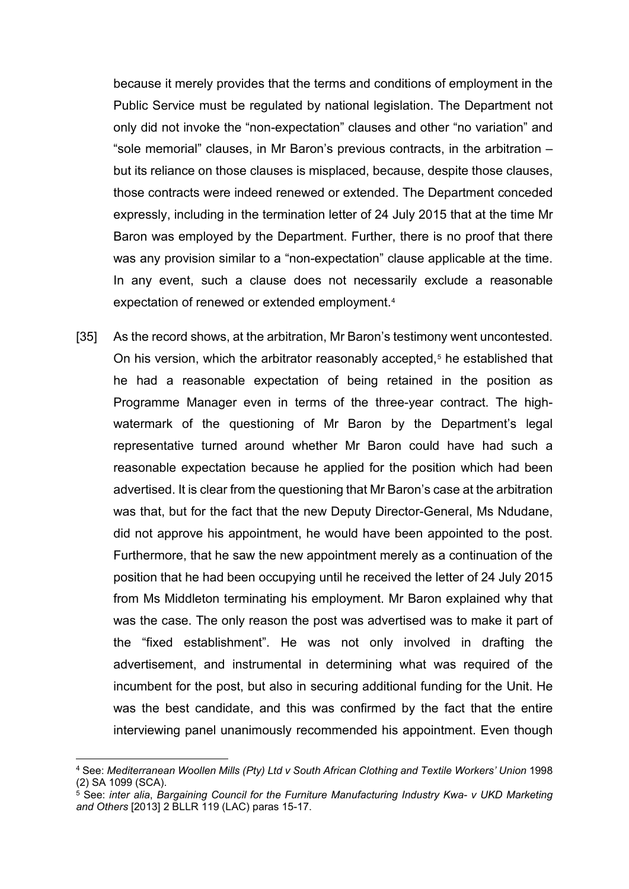because it merely provides that the terms and conditions of employment in the Public Service must be regulated by national legislation. The Department not only did not invoke the "non-expectation" clauses and other "no variation" and "sole memorial" clauses, in Mr Baron's previous contracts, in the arbitration – but its reliance on those clauses is misplaced, because, despite those clauses, those contracts were indeed renewed or extended. The Department conceded expressly, including in the termination letter of 24 July 2015 that at the time Mr Baron was employed by the Department. Further, there is no proof that there was any provision similar to a "non-expectation" clause applicable at the time. In any event, such a clause does not necessarily exclude a reasonable expectation of renewed or extended employment.[4]

[35] As the record shows, at the arbitration, Mr Baron's testimony went uncontested. On his version, which the arbitrator reasonably accepted,[5] he established that he had a reasonable expectation of being retained in the position as Programme Manager even in terms of the three-year contract. The high-watermark of the questioning of Mr Baron by the Department's legal representative turned around whether Mr Baron could have had such a reasonable expectation because he applied for the position which had been advertised. It is clear from the questioning that Mr Baron's case at the arbitration was that, but for the fact that the new Deputy Director-General, Ms Ndudane, did not approve his appointment, he would have been appointed to the post. Furthermore, that he saw the new appointment merely as a continuation of the position that he had been occupying until he received the letter of 24 July 2015 from Ms Middleton terminating his employment. Mr Baron explained why that was the case. The only reason the post was advertised was to make it part of the "fixed establishment". He was not only involved in drafting the advertisement, and instrumental in determining what was required of the incumbent for the post, but also in securing additional funding for the Unit. He was the best candidate, and this was confirmed by the fact that the entire interviewing panel unanimously recommended his appointment. Even though

---

[4] See: *Mediterranean Woollen Mills (Pty) Ltd v South African Clothing and Textile Workers' Union* 1998 (2) SA 1099 (SCA).

[5] See: *inter alia*, *Bargaining Council for the Furniture Manufacturing Industry Kwa- v UKD Marketing and Others* [2013] 2 BLLR 119 (LAC) paras 15-17.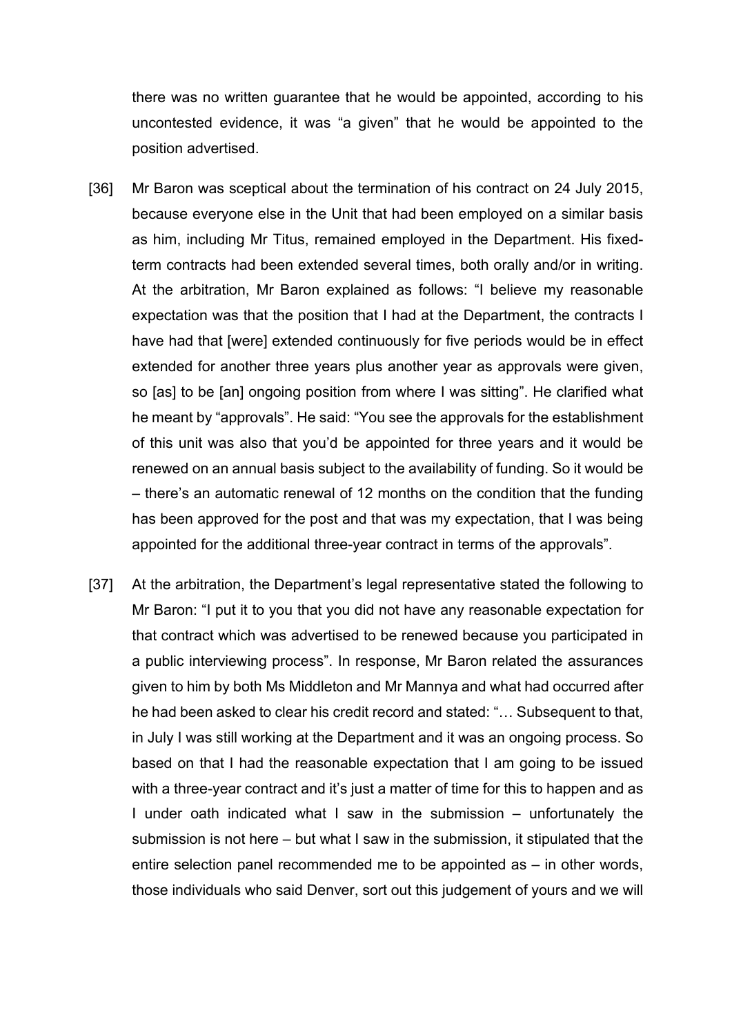there was no written guarantee that he would be appointed, according to his uncontested evidence, it was "a given" that he would be appointed to the position advertised.

[36] Mr Baron was sceptical about the termination of his contract on 24 July 2015, because everyone else in the Unit that had been employed on a similar basis as him, including Mr Titus, remained employed in the Department. His fixed-term contracts had been extended several times, both orally and/or in writing. At the arbitration, Mr Baron explained as follows: "I believe my reasonable expectation was that the position that I had at the Department, the contracts I have had that [were] extended continuously for five periods would be in effect extended for another three years plus another year as approvals were given, so [as] to be [an] ongoing position from where I was sitting". He clarified what he meant by "approvals". He said: "You see the approvals for the establishment of this unit was also that you'd be appointed for three years and it would be renewed on an annual basis subject to the availability of funding. So it would be – there's an automatic renewal of 12 months on the condition that the funding has been approved for the post and that was my expectation, that I was being appointed for the additional three-year contract in terms of the approvals".

[37] At the arbitration, the Department's legal representative stated the following to Mr Baron: "I put it to you that you did not have any reasonable expectation for that contract which was advertised to be renewed because you participated in a public interviewing process". In response, Mr Baron related the assurances given to him by both Ms Middleton and Mr Mannya and what had occurred after he had been asked to clear his credit record and stated: "… Subsequent to that, in July I was still working at the Department and it was an ongoing process. So based on that I had the reasonable expectation that I am going to be issued with a three-year contract and it's just a matter of time for this to happen and as I under oath indicated what I saw in the submission – unfortunately the submission is not here – but what I saw in the submission, it stipulated that the entire selection panel recommended me to be appointed as – in other words, those individuals who said Denver, sort out this judgement of yours and we will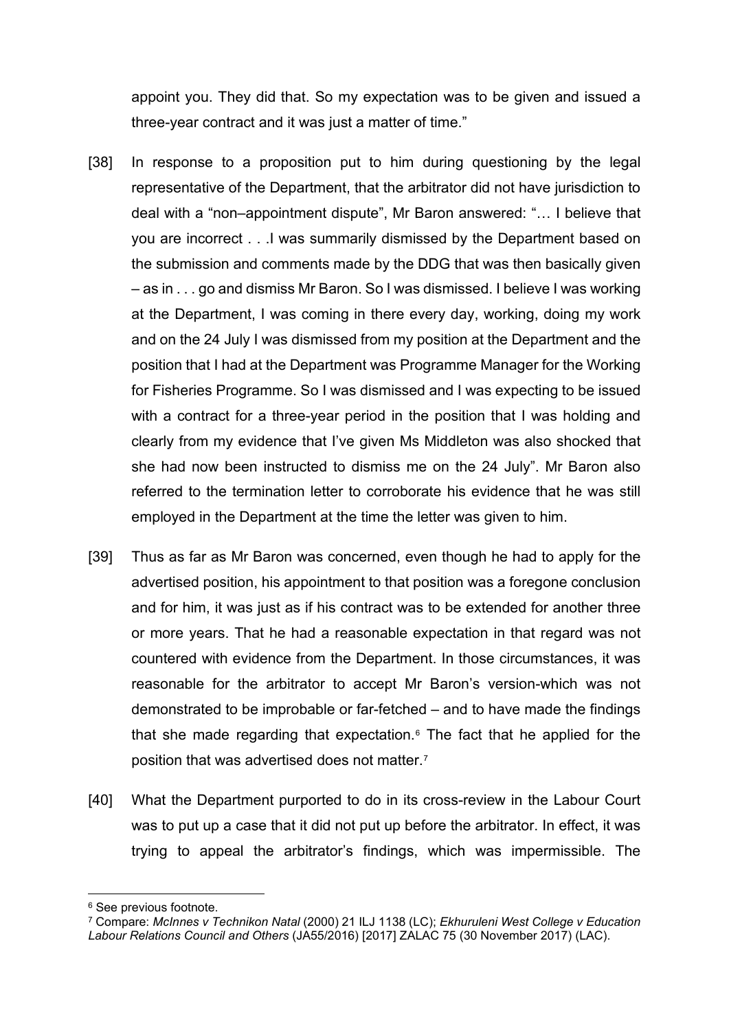appoint you. They did that. So my expectation was to be given and issued a three-year contract and it was just a matter of time."

[38] In response to a proposition put to him during questioning by the legal representative of the Department, that the arbitrator did not have jurisdiction to deal with a "non–appointment dispute", Mr Baron answered: "… I believe that you are incorrect . . .I was summarily dismissed by the Department based on the submission and comments made by the DDG that was then basically given – as in . . . go and dismiss Mr Baron. So I was dismissed. I believe I was working at the Department, I was coming in there every day, working, doing my work and on the 24 July I was dismissed from my position at the Department and the position that I had at the Department was Programme Manager for the Working for Fisheries Programme. So I was dismissed and I was expecting to be issued with a contract for a three-year period in the position that I was holding and clearly from my evidence that I've given Ms Middleton was also shocked that she had now been instructed to dismiss me on the 24 July". Mr Baron also referred to the termination letter to corroborate his evidence that he was still employed in the Department at the time the letter was given to him.

[39] Thus as far as Mr Baron was concerned, even though he had to apply for the advertised position, his appointment to that position was a foregone conclusion and for him, it was just as if his contract was to be extended for another three or more years. That he had a reasonable expectation in that regard was not countered with evidence from the Department. In those circumstances, it was reasonable for the arbitrator to accept Mr Baron's version-which was not demonstrated to be improbable or far-fetched – and to have made the findings that she made regarding that expectation.[6] The fact that he applied for the position that was advertised does not matter.[7]

[40] What the Department purported to do in its cross-review in the Labour Court was to put up a case that it did not put up before the arbitrator. In effect, it was trying to appeal the arbitrator's findings, which was impermissible. The

---

[6] See previous footnote.

[7] Compare: *McInnes v Technikon Natal* (2000) 21 ILJ 1138 (LC); *Ekhuruleni West College v Education Labour Relations Council and Others* (JA55/2016) [2017] ZALAC 75 (30 November 2017) (LAC).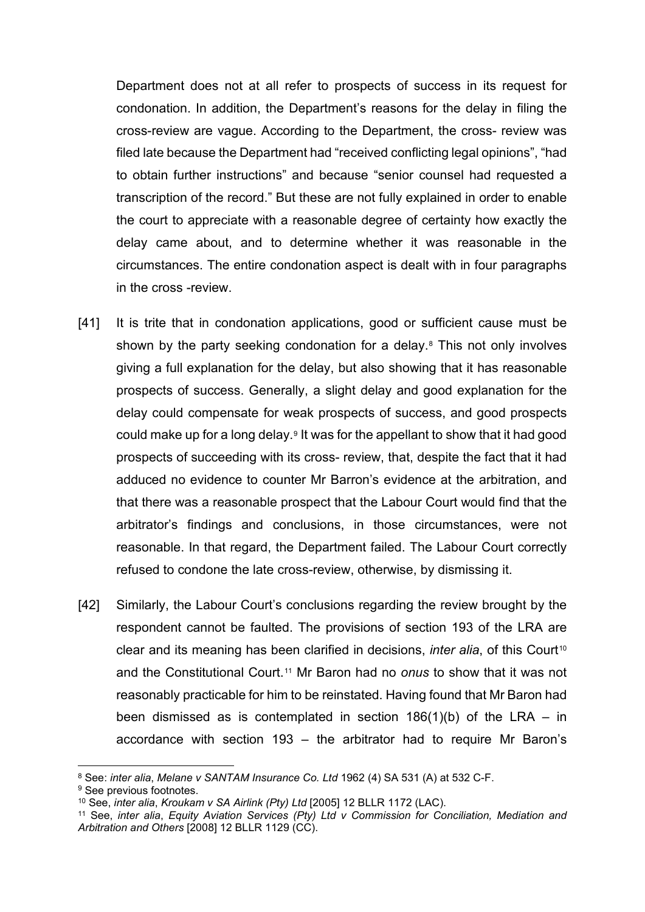Department does not at all refer to prospects of success in its request for condonation. In addition, the Department's reasons for the delay in filing the cross-review are vague. According to the Department, the cross- review was filed late because the Department had "received conflicting legal opinions", "had to obtain further instructions" and because "senior counsel had requested a transcription of the record." But these are not fully explained in order to enable the court to appreciate with a reasonable degree of certainty how exactly the delay came about, and to determine whether it was reasonable in the circumstances. The entire condonation aspect is dealt with in four paragraphs in the cross -review.

[41] It is trite that in condonation applications, good or sufficient cause must be shown by the party seeking condonation for a delay.[8] This not only involves giving a full explanation for the delay, but also showing that it has reasonable prospects of success. Generally, a slight delay and good explanation for the delay could compensate for weak prospects of success, and good prospects could make up for a long delay.[9] It was for the appellant to show that it had good prospects of succeeding with its cross- review, that, despite the fact that it had adduced no evidence to counter Mr Barron's evidence at the arbitration, and that there was a reasonable prospect that the Labour Court would find that the arbitrator's findings and conclusions, in those circumstances, were not reasonable. In that regard, the Department failed. The Labour Court correctly refused to condone the late cross-review, otherwise, by dismissing it.

[42] Similarly, the Labour Court's conclusions regarding the review brought by the respondent cannot be faulted. The provisions of section 193 of the LRA are clear and its meaning has been clarified in decisions, *inter alia*, of this Court[10] and the Constitutional Court.[11] Mr Baron had no *onus* to show that it was not reasonably practicable for him to be reinstated. Having found that Mr Baron had been dismissed as is contemplated in section 186(1)(b) of the LRA – in accordance with section 193 – the arbitrator had to require Mr Baron's

---

[8] See: *inter alia*, *Melane v SANTAM Insurance Co. Ltd* 1962 (4) SA 531 (A) at 532 C-F.

[9] See previous footnotes.

[10] See, *inter alia*, *Kroukam v SA Airlink (Pty) Ltd* [2005] 12 BLLR 1172 (LAC).

[11] See, *inter alia*, *Equity Aviation Services (Pty) Ltd v Commission for Conciliation, Mediation and Arbitration and Others* [2008] 12 BLLR 1129 (CC).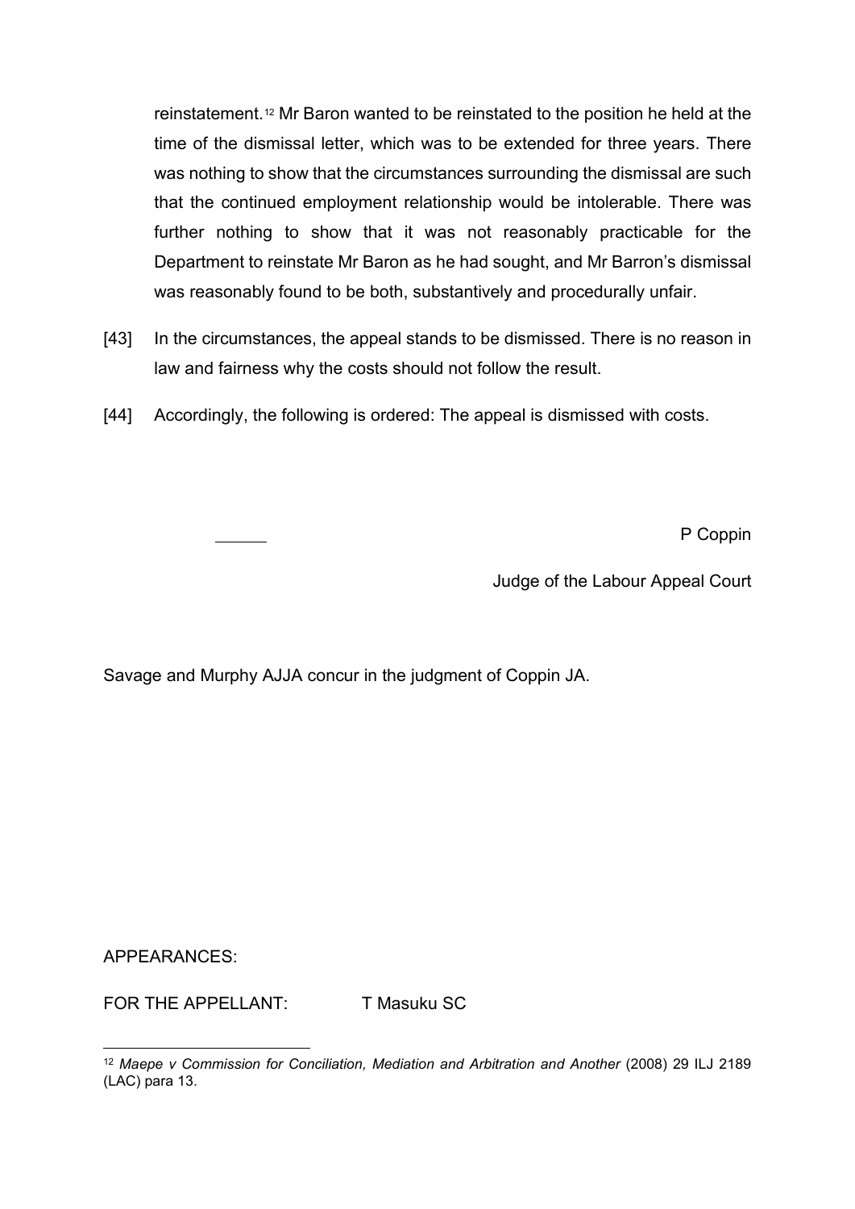reinstatement.[12] Mr Baron wanted to be reinstated to the position he held at the time of the dismissal letter, which was to be extended for three years. There was nothing to show that the circumstances surrounding the dismissal are such that the continued employment relationship would be intolerable. There was further nothing to show that it was not reasonably practicable for the Department to reinstate Mr Baron as he had sought, and Mr Barron's dismissal was reasonably found to be both, substantively and procedurally unfair.

[43] In the circumstances, the appeal stands to be dismissed. There is no reason in law and fairness why the costs should not follow the result.

[44] Accordingly, the following is ordered: The appeal is dismissed with costs.

P Coppin

Judge of the Labour Appeal Court

Savage and Murphy AJJA concur in the judgment of Coppin JA.

APPEARANCES:

FOR THE APPELLANT: T Masuku SC

---

[12] *Maepe v Commission for Conciliation, Mediation and Arbitration and Another* (2008) 29 ILJ 2189 (LAC) para 13.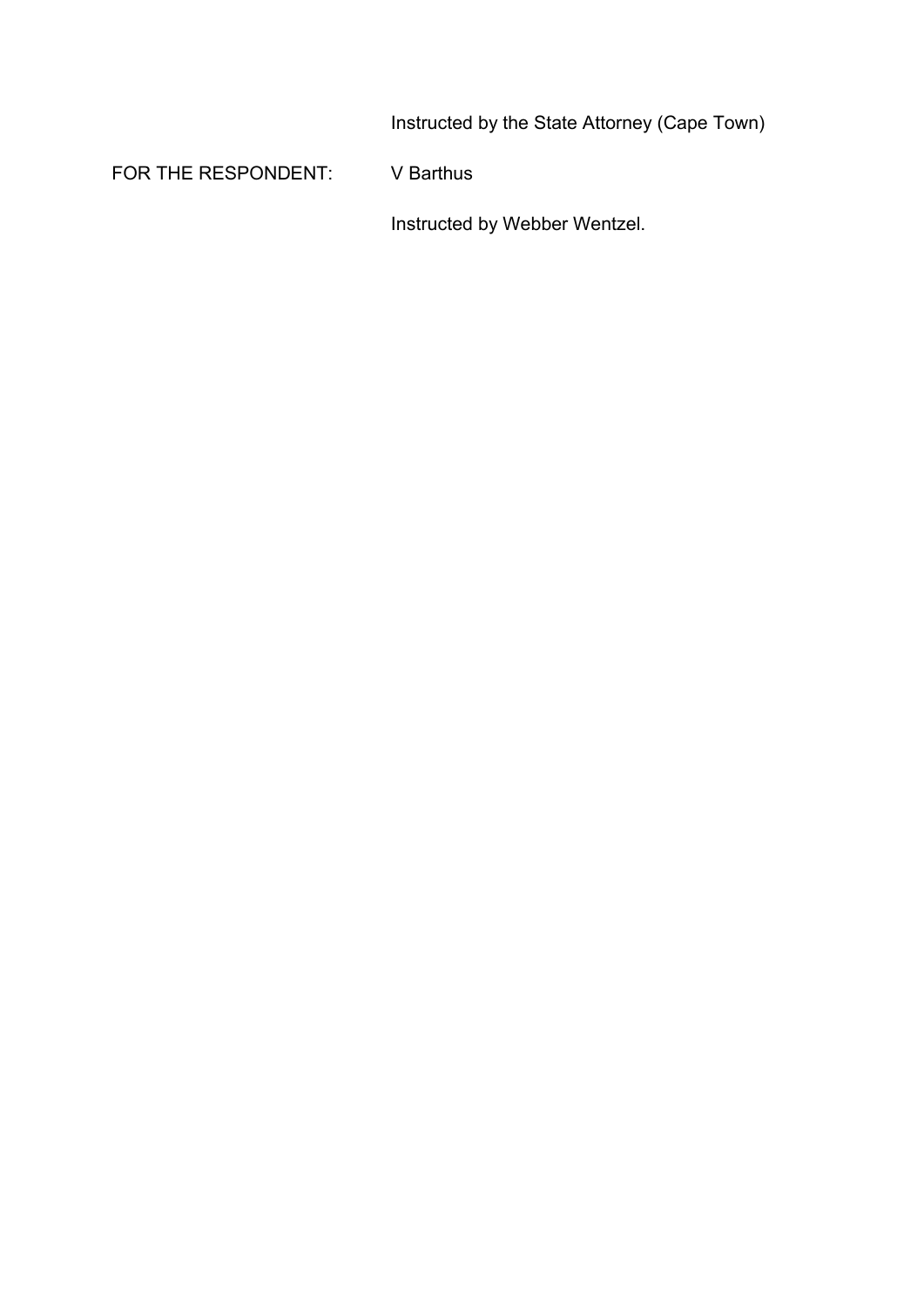Instructed by the State Attorney (Cape Town)

FOR THE RESPONDENT: V Barthus

Instructed by Webber Wentzel.